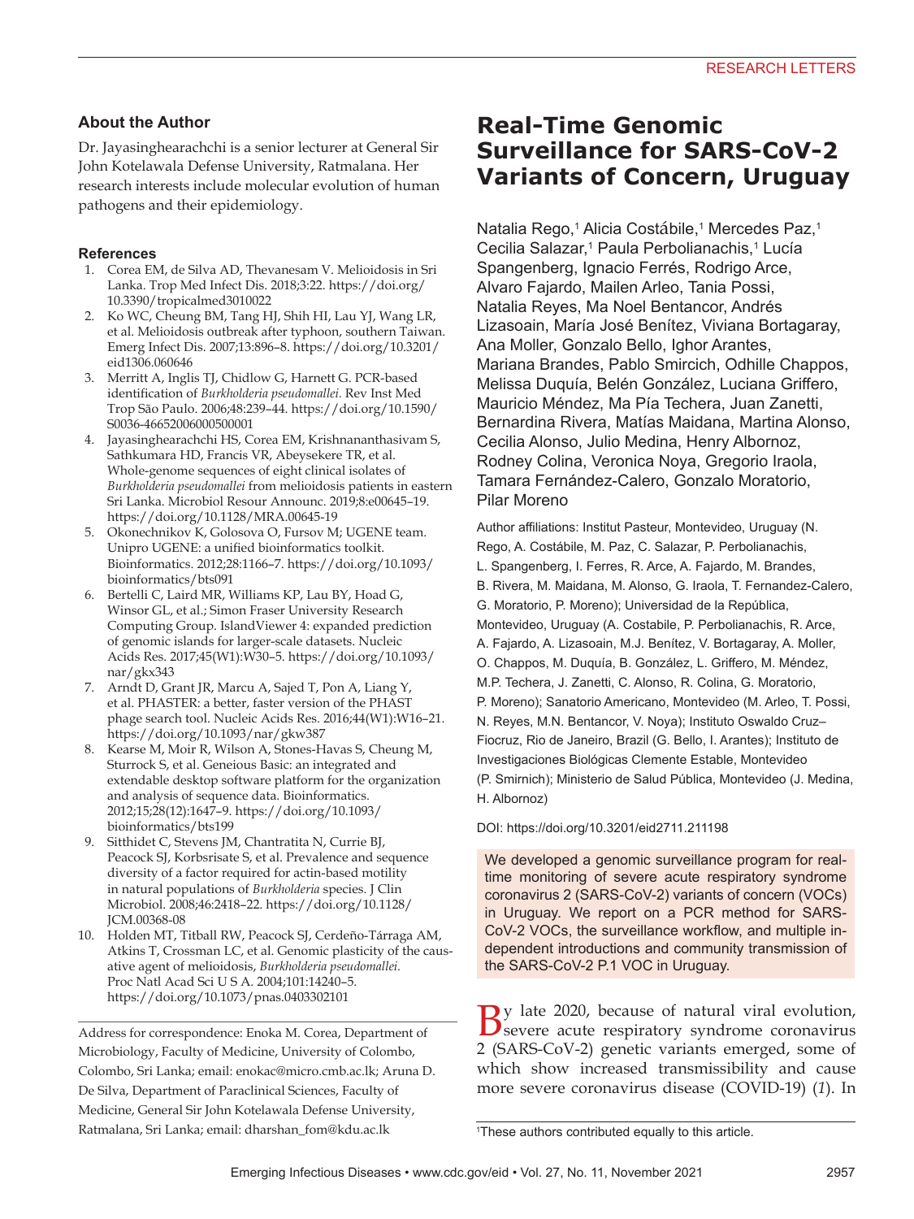## About the Author

Dr. Jayasinghearachchi is a senior lecturer at General Sir John Kotelawala Defense University, Ratmalana. Her research interests include molecular evolution of human pathogens and their epidemiology.

### References

1. Corea EM, de Silva AD, Thevanesam V. Melioidosis in Sri Lanka. Trop Med Infect Dis. 2018;3:22. https://doi.org/10.3390/tropicalmed3010022
2. Ko WC, Cheung BM, Tang HJ, Shih HI, Lau YJ, Wang LR, et al. Melioidosis outbreak after typhoon, southern Taiwan. Emerg Infect Dis. 2007;13:896–8. https://doi.org/10.3201/eid1306.060646
3. Merritt A, Inglis TJ, Chidlow G, Harnett G. PCR-based identification of *Burkholderia pseudomallei.* Rev Inst Med Trop São Paulo. 2006;48:239–44. https://doi.org/10.1590/S0036-46652006000500001
4. Jayasinghearachchi HS, Corea EM, Krishnananthasivam S, Sathkumara HD, Francis VR, Abeysekere TR, et al. Whole-genome sequences of eight clinical isolates of *Burkholderia pseudomallei* from melioidosis patients in eastern Sri Lanka. Microbiol Resour Announc. 2019;8:e00645–19. https://doi.org/10.1128/MRA.00645-19
5. Okonechnikov K, Golosova O, Fursov M; UGENE team. Unipro UGENE: a unified bioinformatics toolkit. Bioinformatics. 2012;28:1166–7. https://doi.org/10.1093/bioinformatics/bts091
6. Bertelli C, Laird MR, Williams KP, Lau BY, Hoad G, Winsor GL, et al.; Simon Fraser University Research Computing Group. IslandViewer 4: expanded prediction of genomic islands for larger-scale datasets. Nucleic Acids Res. 2017;45(W1):W30–5. https://doi.org/10.1093/nar/gkx343
7. Arndt D, Grant JR, Marcu A, Sajed T, Pon A, Liang Y, et al. PHASTER: a better, faster version of the PHAST phage search tool. Nucleic Acids Res. 2016;44(W1):W16–21. https://doi.org/10.1093/nar/gkw387
8. Kearse M, Moir R, Wilson A, Stones-Havas S, Cheung M, Sturrock S, et al. Geneious Basic: an integrated and extendable desktop software platform for the organization and analysis of sequence data. Bioinformatics. 2012;15;28(12):1647–9. https://doi.org/10.1093/bioinformatics/bts199
9. Sitthidet C, Stevens JM, Chantratita N, Currie BJ, Peacock SJ, Korbsrisate S, et al. Prevalence and sequence diversity of a factor required for actin-based motility in natural populations of *Burkholderia* species. J Clin Microbiol. 2008;46:2418–22. https://doi.org/10.1128/JCM.00368-08
10. Holden MT, Titball RW, Peacock SJ, Cerdeño-Tárraga AM, Atkins T, Crossman LC, et al. Genomic plasticity of the causative agent of melioidosis, *Burkholderia pseudomallei.* Proc Natl Acad Sci U S A. 2004;101:14240–5. https://doi.org/10.1073/pnas.0403302101

Address for correspondence: Enoka M. Corea, Department of Microbiology, Faculty of Medicine, University of Colombo, Colombo, Sri Lanka; email: enokac@micro.cmb.ac.lk; Aruna D. De Silva, Department of Paraclinical Sciences, Faculty of Medicine, General Sir John Kotelawala Defense University, Ratmalana, Sri Lanka; email: dharshan_fom@kdu.ac.lk

# Real-Time Genomic Surveillance for SARS-CoV-2 Variants of Concern, Uruguay

Natalia Rego,[1] Alicia Costábile,[1] Mercedes Paz,[1] Cecilia Salazar,[1] Paula Perbolianachis,[1] Lucía Spangenberg, Ignacio Ferrés, Rodrigo Arce, Alvaro Fajardo, Mailen Arleo, Tania Possi, Natalia Reyes, Ma Noel Bentancor, Andrés Lizasoain, María José Benítez, Viviana Bortagaray, Ana Moller, Gonzalo Bello, Ighor Arantes, Mariana Brandes, Pablo Smircich, Odhille Chappos, Melissa Duquía, Belén González, Luciana Griffero, Mauricio Méndez, Ma Pía Techera, Juan Zanetti, Bernardina Rivera, Matías Maidana, Martina Alonso, Cecilia Alonso, Julio Medina, Henry Albornoz, Rodney Colina, Veronica Noya, Gregorio Iraola, Tamara Fernández-Calero, Gonzalo Moratorio, Pilar Moreno

Author affiliations: Institut Pasteur, Montevideo, Uruguay (N. Rego, A. Costábile, M. Paz, C. Salazar, P. Perbolianachis, L. Spangenberg, I. Ferres, R. Arce, A. Fajardo, M. Brandes, B. Rivera, M. Maidana, M. Alonso, G. Iraola, T. Fernandez-Calero, G. Moratorio, P. Moreno); Universidad de la República, Montevideo, Uruguay (A. Costabile, P. Perbolianachis, R. Arce, A. Fajardo, A. Lizasoain, M.J. Benítez, V. Bortagaray, A. Moller, O. Chappos, M. Duquía, B. González, L. Griffero, M. Méndez, M.P. Techera, J. Zanetti, C. Alonso, R. Colina, G. Moratorio, P. Moreno); Sanatorio Americano, Montevideo (M. Arleo, T. Possi, N. Reyes, M.N. Bentancor, V. Noya); Instituto Oswaldo Cruz–Fiocruz, Rio de Janeiro, Brazil (G. Bello, I. Arantes); Instituto de Investigaciones Biológicas Clemente Estable, Montevideo (P. Smirnich); Ministerio de Salud Pública, Montevideo (J. Medina, H. Albornoz)

DOI: https://doi.org/10.3201/eid2711.211198

We developed a genomic surveillance program for real-time monitoring of severe acute respiratory syndrome coronavirus 2 (SARS-CoV-2) variants of concern (VOCs) in Uruguay. We report on a PCR method for SARS-CoV-2 VOCs, the surveillance workflow, and multiple independent introductions and community transmission of the SARS-CoV-2 P.1 VOC in Uruguay.

By late 2020, because of natural viral evolution, severe acute respiratory syndrome coronavirus 2 (SARS-CoV-2) genetic variants emerged, some of which show increased transmissibility and cause more severe coronavirus disease (COVID-19) (*1*). In

[1]These authors contributed equally to this article.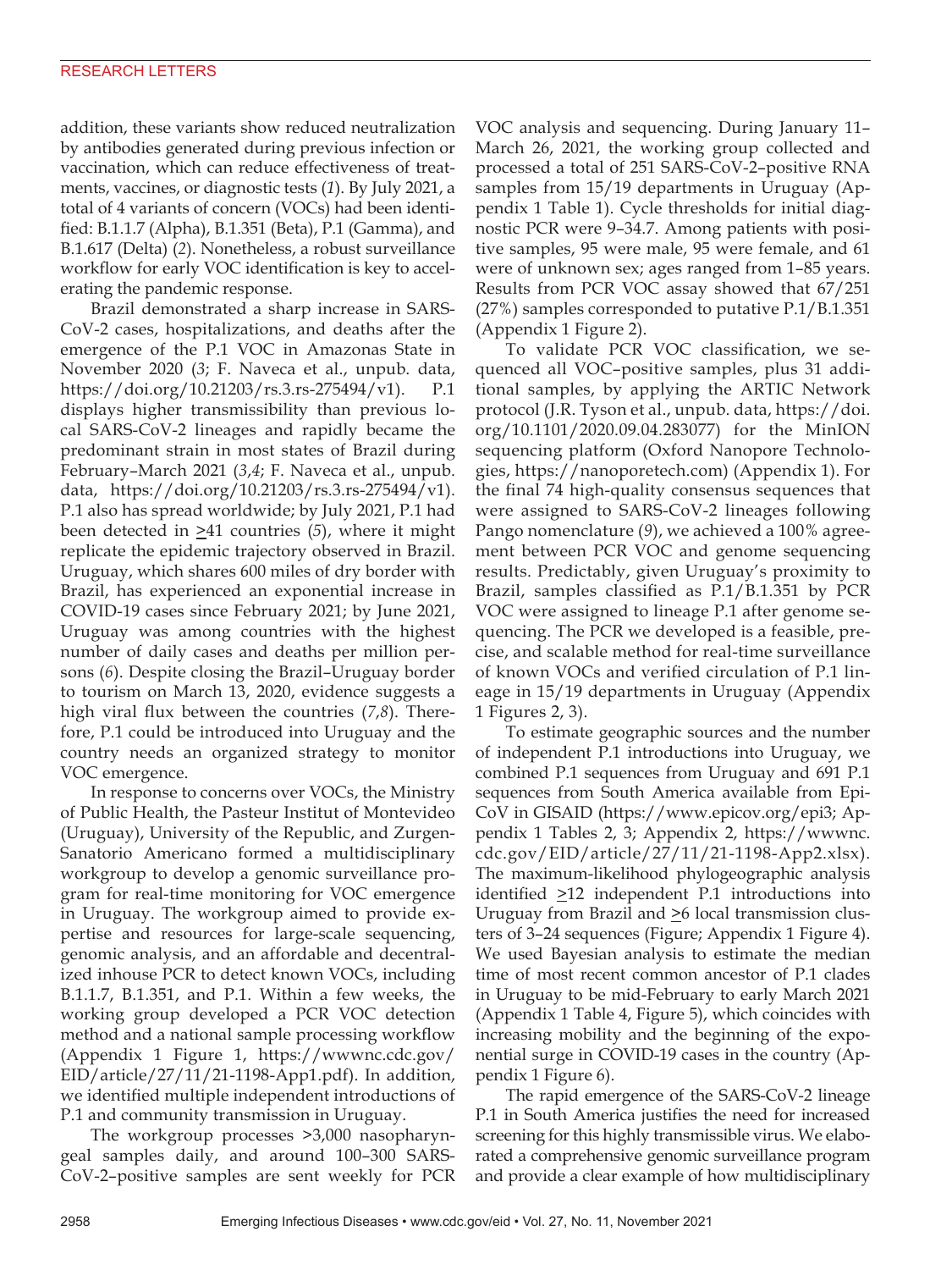addition, these variants show reduced neutralization by antibodies generated during previous infection or vaccination, which can reduce effectiveness of treatments, vaccines, or diagnostic tests (*1*). By July 2021, a total of 4 variants of concern (VOCs) had been identified: B.1.1.7 (Alpha), B.1.351 (Beta), P.1 (Gamma), and B.1.617 (Delta) (*2*). Nonetheless, a robust surveillance workflow for early VOC identification is key to accelerating the pandemic response.

Brazil demonstrated a sharp increase in SARS-CoV-2 cases, hospitalizations, and deaths after the emergence of the P.1 VOC in Amazonas State in November 2020 (*3*; F. Naveca et al., unpub. data, https://doi.org/10.21203/rs.3.rs-275494/v1). P.1 displays higher transmissibility than previous local SARS-CoV-2 lineages and rapidly became the predominant strain in most states of Brazil during February–March 2021 (*3*,*4*; F. Naveca et al., unpub. data, https://doi.org/10.21203/rs.3.rs-275494/v1). P.1 also has spread worldwide; by July 2021, P.1 had been detected in ≥41 countries (*5*), where it might replicate the epidemic trajectory observed in Brazil. Uruguay, which shares 600 miles of dry border with Brazil, has experienced an exponential increase in COVID-19 cases since February 2021; by June 2021, Uruguay was among countries with the highest number of daily cases and deaths per million persons (*6*). Despite closing the Brazil–Uruguay border to tourism on March 13, 2020, evidence suggests a high viral flux between the countries (*7*,*8*). Therefore, P.1 could be introduced into Uruguay and the country needs an organized strategy to monitor VOC emergence.

In response to concerns over VOCs, the Ministry of Public Health, the Pasteur Institut of Montevideo (Uruguay), University of the Republic, and Zurgen-Sanatorio Americano formed a multidisciplinary workgroup to develop a genomic surveillance program for real-time monitoring for VOC emergence in Uruguay. The workgroup aimed to provide expertise and resources for large-scale sequencing, genomic analysis, and an affordable and decentralized inhouse PCR to detect known VOCs, including B.1.1.7, B.1.351, and P.1. Within a few weeks, the working group developed a PCR VOC detection method and a national sample processing workflow (Appendix 1 Figure 1, https://wwwnc.cdc.gov/EID/article/27/11/21-1198-App1.pdf). In addition, we identified multiple independent introductions of P.1 and community transmission in Uruguay.

The workgroup processes >3,000 nasopharyngeal samples daily, and around 100–300 SARS-CoV-2–positive samples are sent weekly for PCR VOC analysis and sequencing. During January 11–March 26, 2021, the working group collected and processed a total of 251 SARS-CoV-2–positive RNA samples from 15/19 departments in Uruguay (Appendix 1 Table 1). Cycle thresholds for initial diagnostic PCR were 9–34.7. Among patients with positive samples, 95 were male, 95 were female, and 61 were of unknown sex; ages ranged from 1–85 years. Results from PCR VOC assay showed that 67/251 (27%) samples corresponded to putative P.1/B.1.351 (Appendix 1 Figure 2).

To validate PCR VOC classification, we sequenced all VOC–positive samples, plus 31 additional samples, by applying the ARTIC Network protocol (J.R. Tyson et al., unpub. data, https://doi.org/10.1101/2020.09.04.283077) for the MinION sequencing platform (Oxford Nanopore Technologies, https://nanoporetech.com) (Appendix 1). For the final 74 high-quality consensus sequences that were assigned to SARS-CoV-2 lineages following Pango nomenclature (*9*), we achieved a 100% agreement between PCR VOC and genome sequencing results. Predictably, given Uruguay's proximity to Brazil, samples classified as P.1/B.1.351 by PCR VOC were assigned to lineage P.1 after genome sequencing. The PCR we developed is a feasible, precise, and scalable method for real-time surveillance of known VOCs and verified circulation of P.1 lineage in 15/19 departments in Uruguay (Appendix 1 Figures 2, 3).

To estimate geographic sources and the number of independent P.1 introductions into Uruguay, we combined P.1 sequences from Uruguay and 691 P.1 sequences from South America available from EpiCoV in GISAID (https://www.epicov.org/epi3; Appendix 1 Tables 2, 3; Appendix 2, https://wwwnc.cdc.gov/EID/article/27/11/21-1198-App2.xlsx). The maximum-likelihood phylogeographic analysis identified ≥12 independent P.1 introductions into Uruguay from Brazil and ≥6 local transmission clusters of 3–24 sequences (Figure; Appendix 1 Figure 4). We used Bayesian analysis to estimate the median time of most recent common ancestor of P.1 clades in Uruguay to be mid-February to early March 2021 (Appendix 1 Table 4, Figure 5), which coincides with increasing mobility and the beginning of the exponential surge in COVID-19 cases in the country (Appendix 1 Figure 6).

The rapid emergence of the SARS-CoV-2 lineage P.1 in South America justifies the need for increased screening for this highly transmissible virus. We elaborated a comprehensive genomic surveillance program and provide a clear example of how multidisciplinary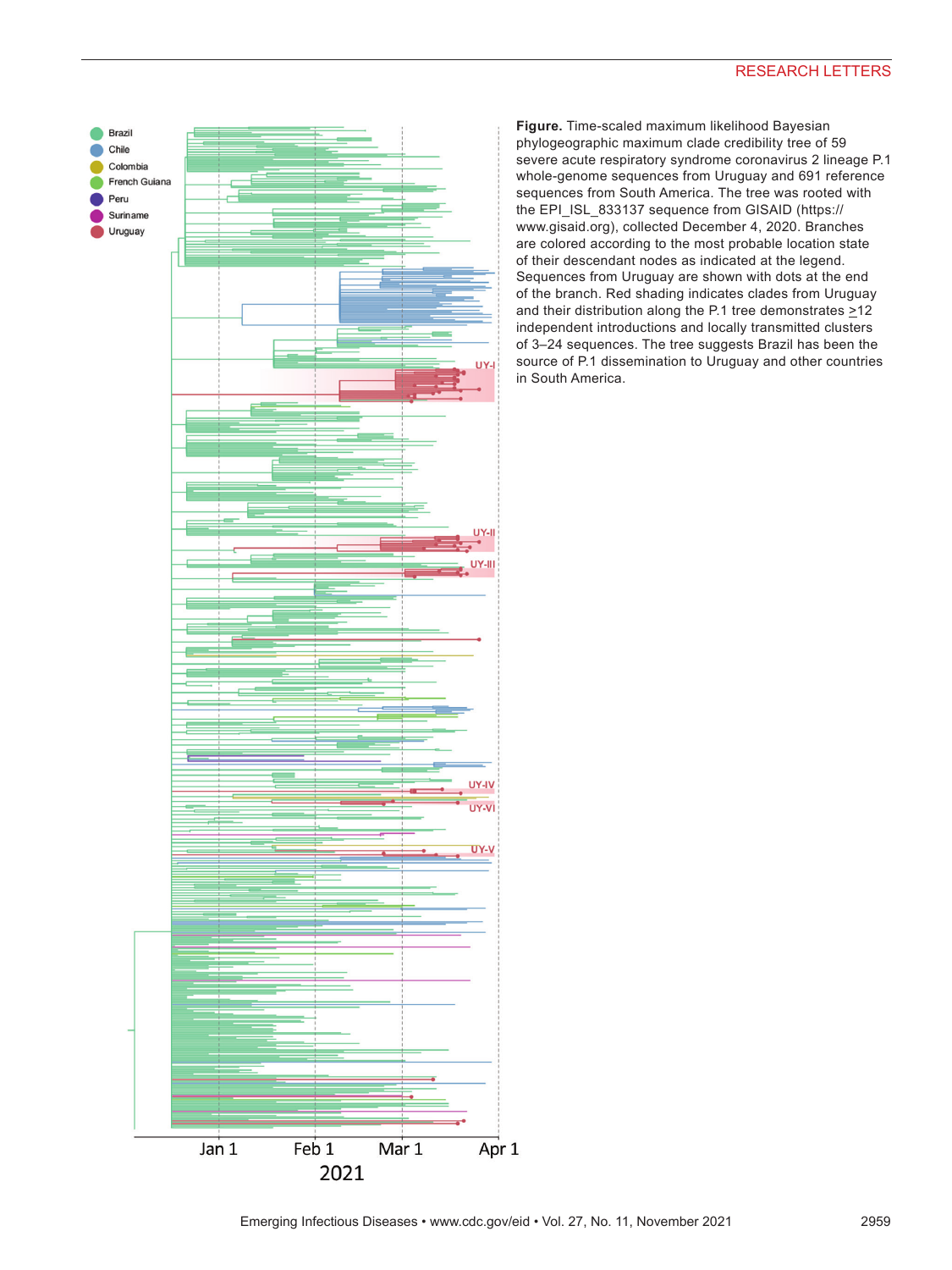**Figure.** Time-scaled maximum likelihood Bayesian phylogeographic maximum clade credibility tree of 59 severe acute respiratory syndrome coronavirus 2 lineage P.1 whole-genome sequences from Uruguay and 691 reference sequences from South America. The tree was rooted with the EPI_ISL_833137 sequence from GISAID (https://www.gisaid.org), collected December 4, 2020. Branches are colored according to the most probable location state of their descendant nodes as indicated at the legend. Sequences from Uruguay are shown with dots at the end of the branch. Red shading indicates clades from Uruguay and their distribution along the P.1 tree demonstrates ≥12 independent introductions and locally transmitted clusters of 3–24 sequences. The tree suggests Brazil has been the source of P.1 dissemination to Uruguay and other countries in South America.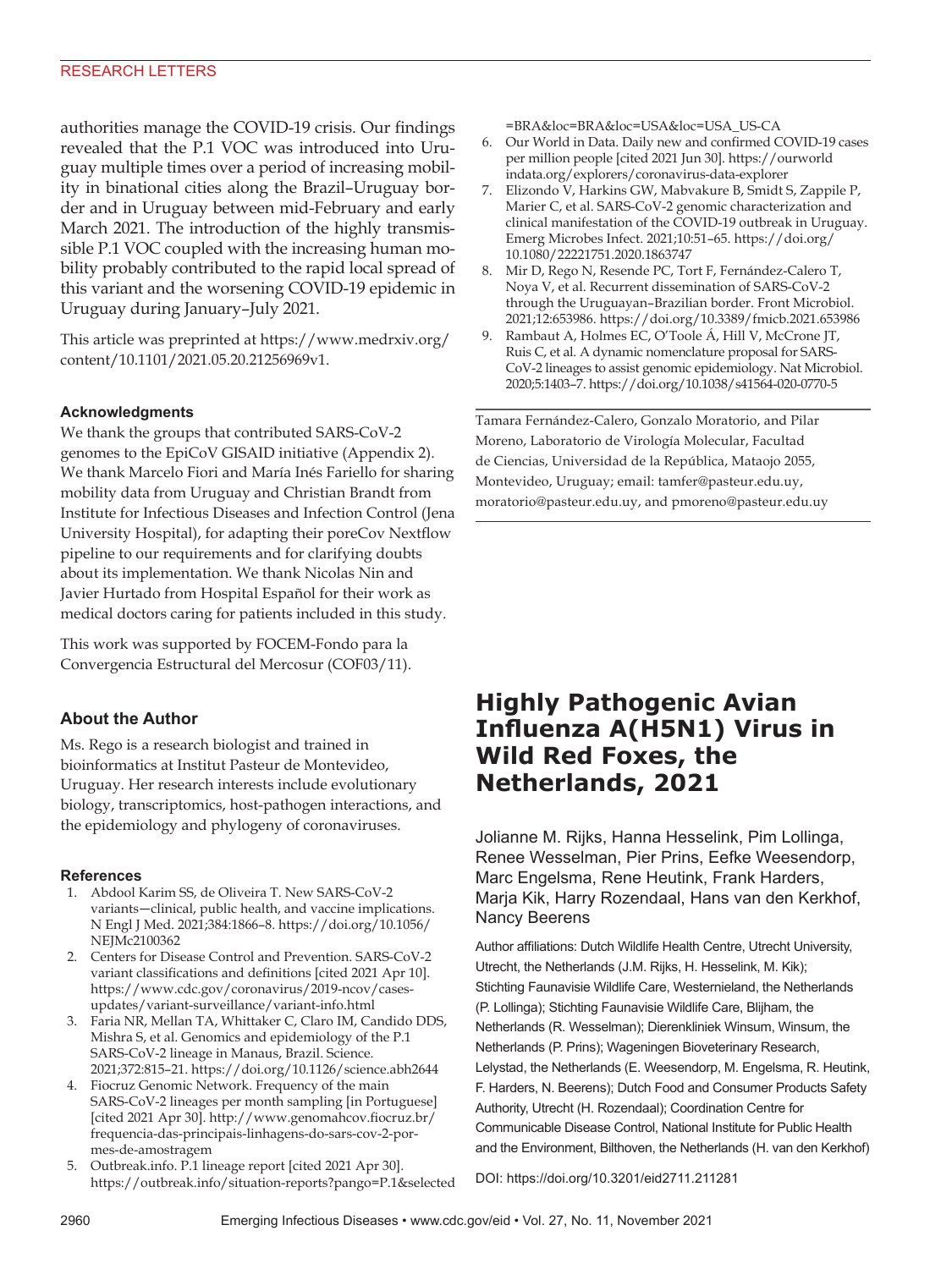authorities manage the COVID-19 crisis. Our findings revealed that the P.1 VOC was introduced into Uruguay multiple times over a period of increasing mobility in binational cities along the Brazil–Uruguay border and in Uruguay between mid-February and early March 2021. The introduction of the highly transmissible P.1 VOC coupled with the increasing human mobility probably contributed to the rapid local spread of this variant and the worsening COVID-19 epidemic in Uruguay during January–July 2021.

This article was preprinted at https://www.medrxiv.org/content/10.1101/2021.05.20.21256969v1.

### Acknowledgments

We thank the groups that contributed SARS-CoV-2 genomes to the EpiCoV GISAID initiative (Appendix 2). We thank Marcelo Fiori and María Inés Fariello for sharing mobility data from Uruguay and Christian Brandt from Institute for Infectious Diseases and Infection Control (Jena University Hospital), for adapting their poreCov Nextflow pipeline to our requirements and for clarifying doubts about its implementation. We thank Nicolas Nin and Javier Hurtado from Hospital Español for their work as medical doctors caring for patients included in this study.

This work was supported by FOCEM-Fondo para la Convergencia Estructural del Mercosur (COF03/11).

### About the Author

Ms. Rego is a research biologist and trained in bioinformatics at Institut Pasteur de Montevideo, Uruguay. Her research interests include evolutionary biology, transcriptomics, host-pathogen interactions, and the epidemiology and phylogeny of coronaviruses.

### References

1. Abdool Karim SS, de Oliveira T. New SARS-CoV-2 variants—clinical, public health, and vaccine implications. N Engl J Med. 2021;384:1866–8. https://doi.org/10.1056/NEJMc2100362
2. Centers for Disease Control and Prevention. SARS-CoV-2 variant classifications and definitions [cited 2021 Apr 10]. https://www.cdc.gov/coronavirus/2019-ncov/cases-updates/variant-surveillance/variant-info.html
3. Faria NR, Mellan TA, Whittaker C, Claro IM, Candido DDS, Mishra S, et al. Genomics and epidemiology of the P.1 SARS-CoV-2 lineage in Manaus, Brazil. Science. 2021;372:815–21. https://doi.org/10.1126/science.abh2644
4. Fiocruz Genomic Network. Frequency of the main SARS-CoV-2 lineages per month sampling [in Portuguese] [cited 2021 Apr 30]. http://www.genomahcov.fiocruz.br/frequencia-das-principais-linhagens-do-sars-cov-2-por-mes-de-amostragem
5. Outbreak.info. P.1 lineage report [cited 2021 Apr 30]. https://outbreak.info/situation-reports?pango=P.1&selected=BRA&loc=BRA&loc=USA&loc=USA_US-CA
6. Our World in Data. Daily new and confirmed COVID-19 cases per million people [cited 2021 Jun 30]. https://ourworldindata.org/explorers/coronavirus-data-explorer
7. Elizondo V, Harkins GW, Mabvakure B, Smidt S, Zappile P, Marier C, et al. SARS-CoV-2 genomic characterization and clinical manifestation of the COVID-19 outbreak in Uruguay. Emerg Microbes Infect. 2021;10:51–65. https://doi.org/10.1080/22221751.2020.1863747
8. Mir D, Rego N, Resende PC, Tort F, Fernández-Calero T, Noya V, et al. Recurrent dissemination of SARS-CoV-2 through the Uruguayan–Brazilian border. Front Microbiol. 2021;12:653986. https://doi.org/10.3389/fmicb.2021.653986
9. Rambaut A, Holmes EC, O'Toole Á, Hill V, McCrone JT, Ruis C, et al. A dynamic nomenclature proposal for SARS-CoV-2 lineages to assist genomic epidemiology. Nat Microbiol. 2020;5:1403–7. https://doi.org/10.1038/s41564-020-0770-5

Tamara Fernández-Calero, Gonzalo Moratorio, and Pilar Moreno, Laboratorio de Virología Molecular, Facultad de Ciencias, Universidad de la República, Mataojo 2055, Montevideo, Uruguay; email: tamfer@pasteur.edu.uy, moratorio@pasteur.edu.uy, and pmoreno@pasteur.edu.uy

# Highly Pathogenic Avian Influenza A(H5N1) Virus in Wild Red Foxes, the Netherlands, 2021

Jolianne M. Rijks, Hanna Hesselink, Pim Lollinga, Renee Wesselman, Pier Prins, Eefke Weesendorp, Marc Engelsma, Rene Heutink, Frank Harders, Marja Kik, Harry Rozendaal, Hans van den Kerkhof, Nancy Beerens

Author affiliations: Dutch Wildlife Health Centre, Utrecht University, Utrecht, the Netherlands (J.M. Rijks, H. Hesselink, M. Kik); Stichting Faunavisie Wildlife Care, Westernieland, the Netherlands (P. Lollinga); Stichting Faunavisie Wildlife Care, Blijham, the Netherlands (R. Wesselman); Dierenkliniek Winsum, Winsum, the Netherlands (P. Prins); Wageningen Bioveterinary Research, Lelystad, the Netherlands (E. Weesendorp, M. Engelsma, R. Heutink, F. Harders, N. Beerens); Dutch Food and Consumer Products Safety Authority, Utrecht (H. Rozendaal); Coordination Centre for Communicable Disease Control, National Institute for Public Health and the Environment, Bilthoven, the Netherlands (H. van den Kerkhof)

DOI: https://doi.org/10.3201/eid2711.211281